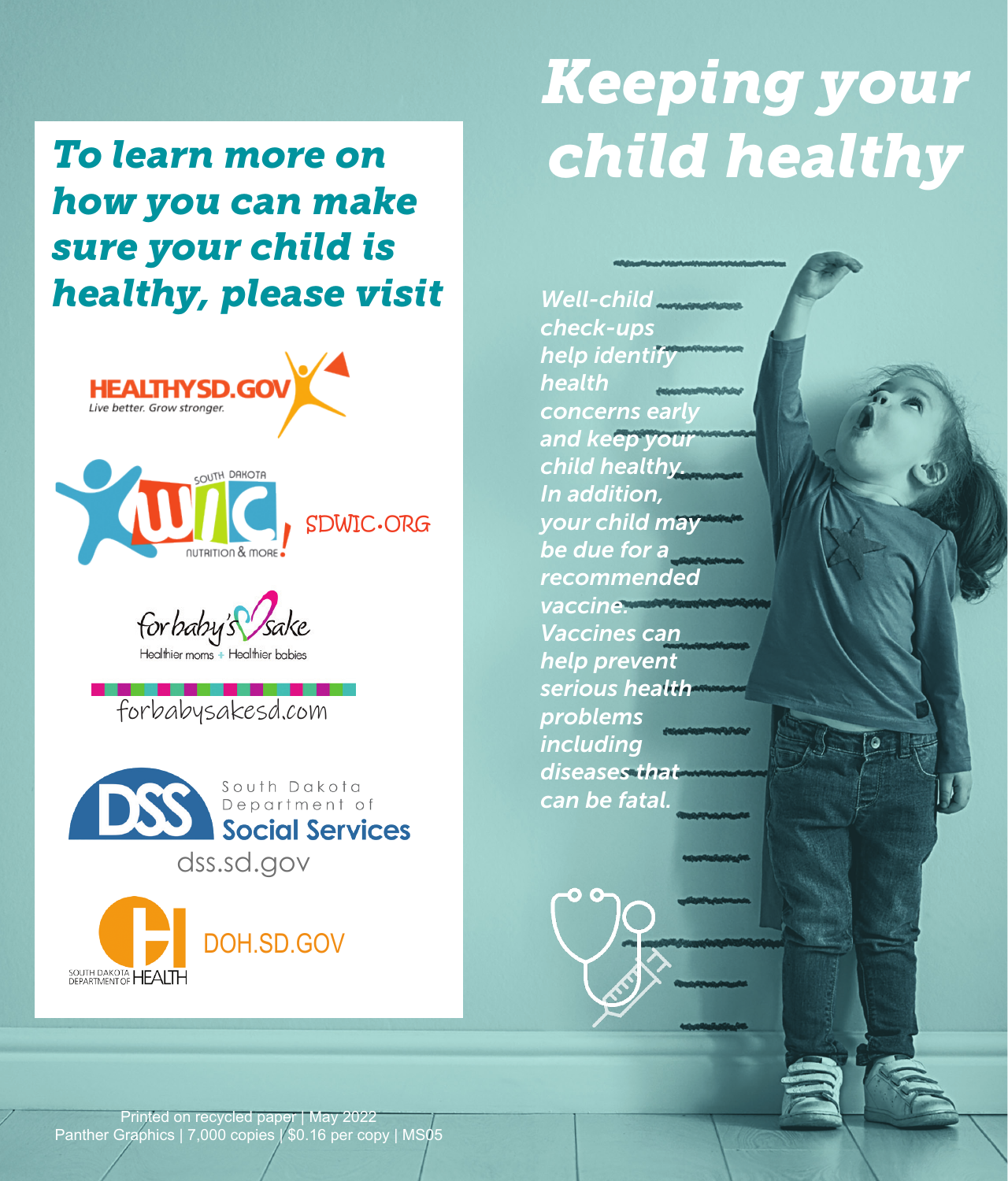# Keeping your child healthy

*Well-child check-ups help identify health concerns early and keep your child healthy. In addition, your child may be due for a recommended vaccine. Vaccines can help prevent serious health problems including diseases that can be fatal.*

## To learn more on how you can make sure your child is healthy, please visit

HEALTHYSD.GOV
Live better. Grow stronger.

South Dakota WIC Nutrition & More!
SDWIC.ORG

for baby's sake
Healthier moms + Healthier babies
forbabysakesd.com

DSS South Dakota Department of Social Services
dss.sd.gov

South Dakota Department of Health
DOH.SD.GOV

Printed on recycled paper | May 2022
Panther Graphics | 7,000 copies | $0.16 per copy | MS05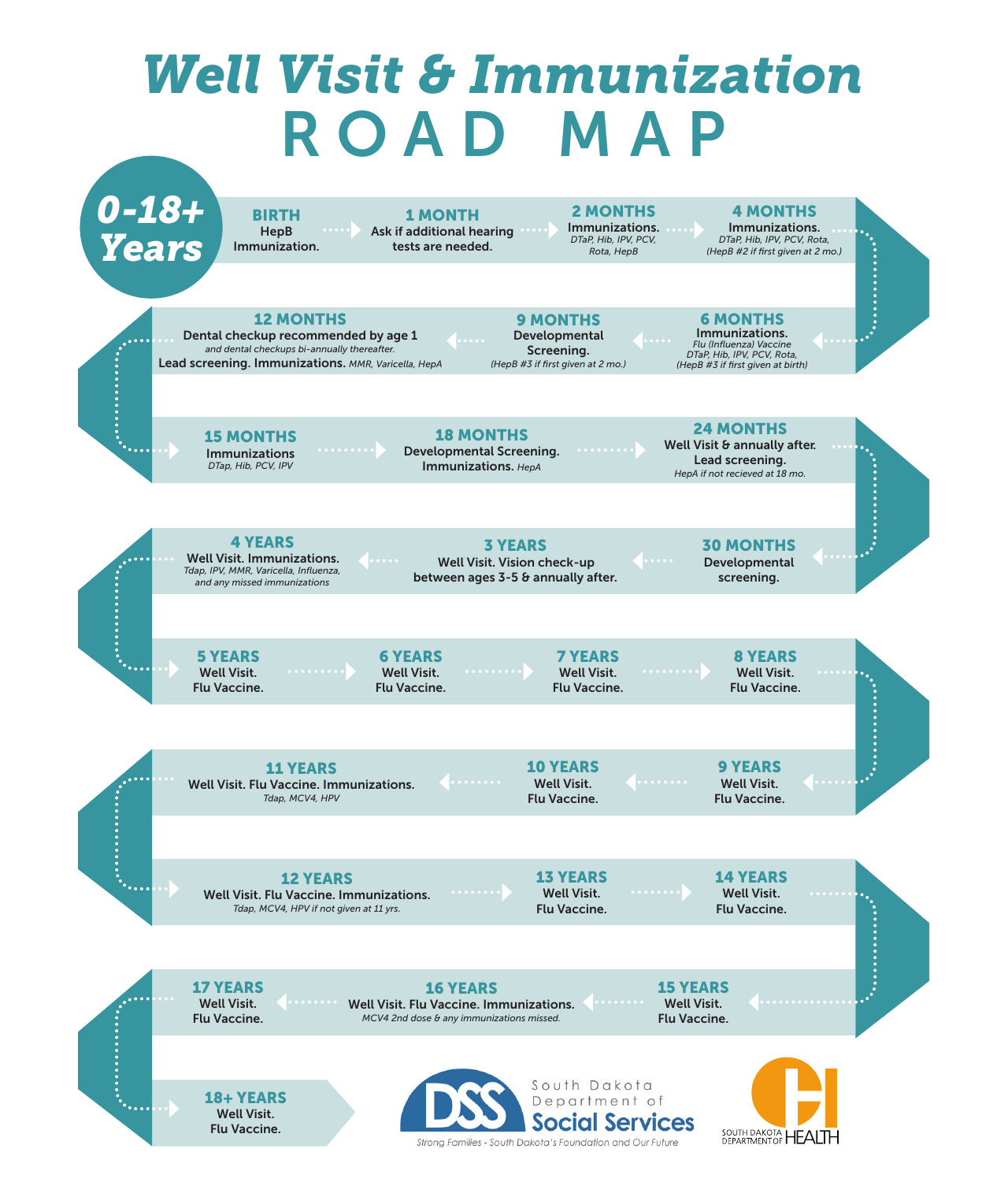# Well Visit & Immunization ROAD MAP

## 0-18+ Years

**BIRTH**
HepB Immunization.

**1 MONTH**
Ask if additional hearing tests are needed.

**2 MONTHS**
Immunizations.
*DTaP, Hib, IPV, PCV, Rota, HepB*

**4 MONTHS**
Immunizations.
*DTaP, Hib, IPV, PCV, Rota, (HepB #2 if first given at 2 mo.)*

**6 MONTHS**
Immunizations.
*Flu (Influenza) Vaccine DTaP, Hib, IPV, PCV, Rota, (HepB #3 if first given at birth)*

**9 MONTHS**
Developmental Screening.
*(HepB #3 if first given at 2 mo.)*

**12 MONTHS**
Dental checkup recommended by age 1 *and dental checkups bi-annually thereafter.*
Lead screening. Immunizations. *MMR, Varicella, HepA*

**15 MONTHS**
Immunizations
*DTap, Hib, PCV, IPV*

**18 MONTHS**
Developmental Screening.
Immunizations. *HepA*

**24 MONTHS**
Well Visit & annually after.
Lead screening.
*HepA if not recieved at 18 mo.*

**30 MONTHS**
Developmental screening.

**3 YEARS**
Well Visit. Vision check-up between ages 3-5 & annually after.

**4 YEARS**
Well Visit. Immunizations.
*Tdap, IPV, MMR, Varicella, Influenza, and any missed immunizations*

**5 YEARS**
Well Visit.
Flu Vaccine.

**6 YEARS**
Well Visit.
Flu Vaccine.

**7 YEARS**
Well Visit.
Flu Vaccine.

**8 YEARS**
Well Visit.
Flu Vaccine.

**9 YEARS**
Well Visit.
Flu Vaccine.

**10 YEARS**
Well Visit.
Flu Vaccine.

**11 YEARS**
Well Visit. Flu Vaccine. Immunizations.
*Tdap, MCV4, HPV*

**12 YEARS**
Well Visit. Flu Vaccine. Immunizations.
*Tdap, MCV4, HPV if not given at 11 yrs.*

**13 YEARS**
Well Visit.
Flu Vaccine.

**14 YEARS**
Well Visit.
Flu Vaccine.

**15 YEARS**
Well Visit.
Flu Vaccine.

**16 YEARS**
Well Visit. Flu Vaccine. Immunizations.
*MCV4 2nd dose & any immunizations missed.*

**17 YEARS**
Well Visit.
Flu Vaccine.

**18+ YEARS**
Well Visit.
Flu Vaccine.

DSS South Dakota Department of Social Services
*Strong Families - South Dakota's Foundation and Our Future*

South Dakota Department of Health